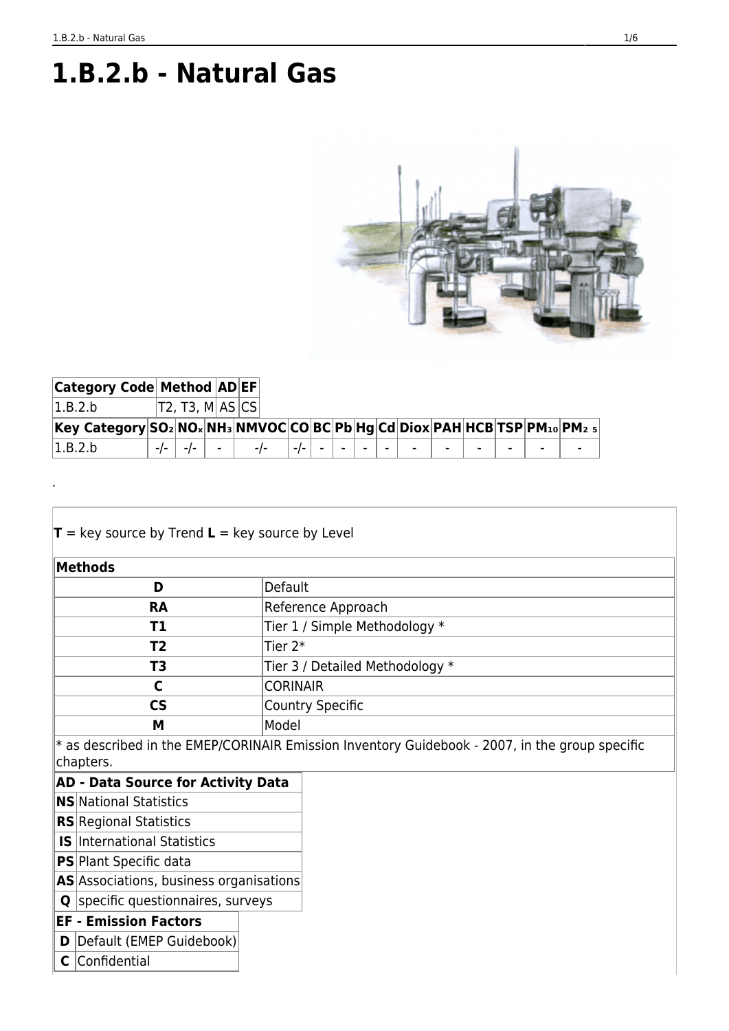# 1.B.2.b - Natural Gas

| Category Code | Method | AD | EF |
|---|---|---|---|
| 1.B.2.b | T2, T3, M | AS | CS |

| Key Category | $SO_2$ | $NO_x$ | $NH_3$ | NMVOC | CO | BC | Pb | Hg | Cd | Diox | PAH | HCB | TSP | $PM_{10}$ | $PM_{2.5}$ |
|---|---|---|---|---|---|---|---|---|---|---|---|---|---|---|---|
| 1.B.2.b | -/- | -/- | - | -/- | -/- | - | - | - | - | - | - | - | - | - | - |

.

**T** = key source by Trend **L** = key source by Level

| **Methods** | |
|---|---|
| **D** | Default |
| **RA** | Reference Approach |
| **T1** | Tier 1 / Simple Methodology * |
| **T2** | Tier 2* |
| **T3** | Tier 3 / Detailed Methodology * |
| **C** | CORINAIR |
| **CS** | Country Specific |
| **M** | Model |

* as described in the EMEP/CORINAIR Emission Inventory Guidebook - 2007, in the group specific chapters.

| **AD - Data Source for Activity Data** | |
|---|---|
| **NS** | National Statistics |
| **RS** | Regional Statistics |
| **IS** | International Statistics |
| **PS** | Plant Specific data |
| **AS** | Associations, business organisations |
| **Q** | specific questionnaires, surveys |

| **EF - Emission Factors** | |
|---|---|
| **D** | Default (EMEP Guidebook) |
| **C** | Confidential |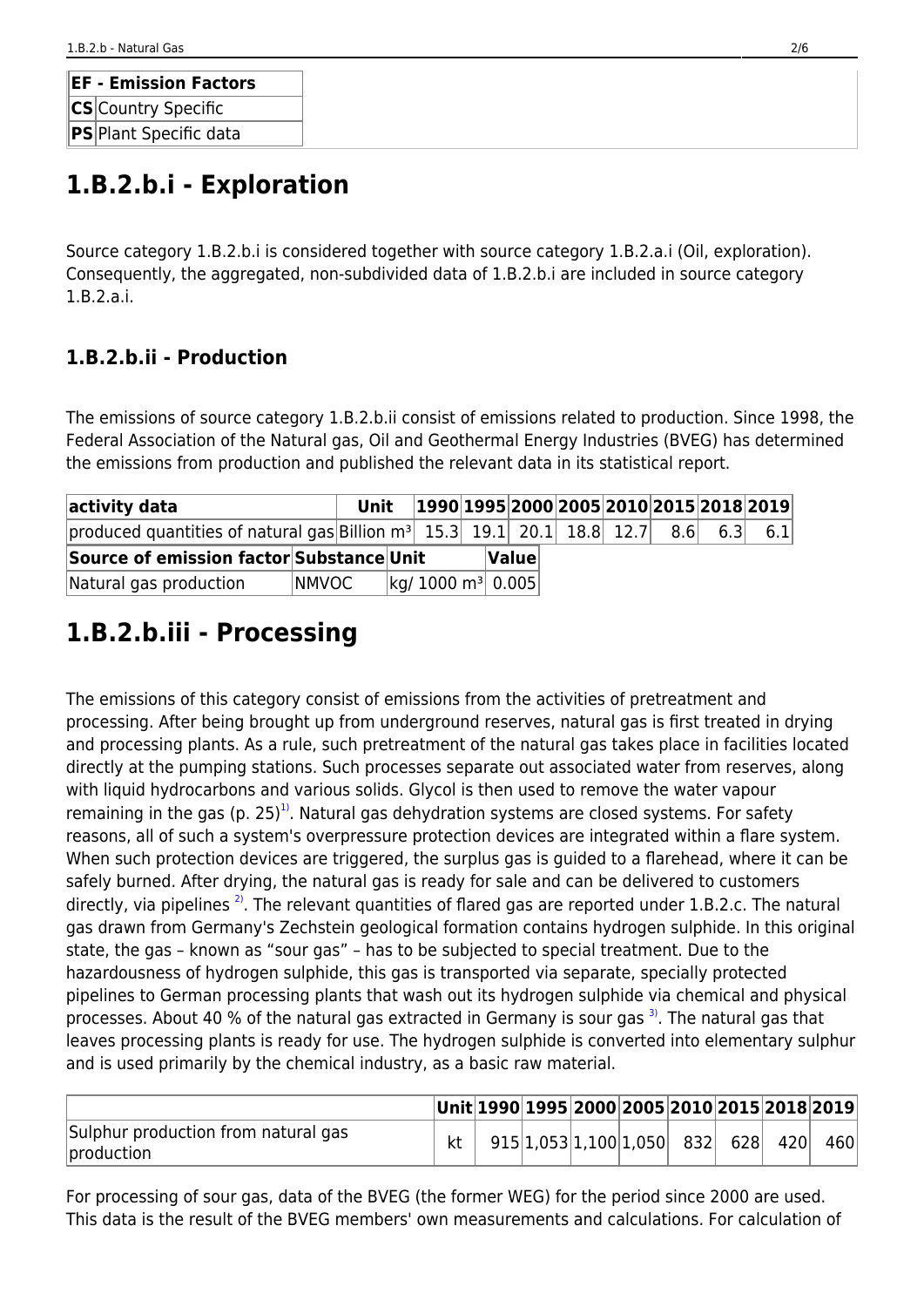| EF - Emission Factors | |
|---|---|
| CS | Country Specific |
| PS | Plant Specific data |

# 1.B.2.b.i - Exploration

Source category 1.B.2.b.i is considered together with source category 1.B.2.a.i (Oil, exploration). Consequently, the aggregated, non-subdivided data of 1.B.2.b.i are included in source category 1.B.2.a.i.

## 1.B.2.b.ii - Production

The emissions of source category 1.B.2.b.ii consist of emissions related to production. Since 1998, the Federal Association of the Natural gas, Oil and Geothermal Energy Industries (BVEG) has determined the emissions from production and published the relevant data in its statistical report.

| activity data | Unit | 1990 | 1995 | 2000 | 2005 | 2010 | 2015 | 2018 | 2019 |
|---|---|---|---|---|---|---|---|---|---|
| produced quantities of natural gas | Billion m³ | 15.3 | 19.1 | 20.1 | 18.8 | 12.7 | 8.6 | 6.3 | 6.1 |

| Source of emission factor | Substance | Unit | Value |
|---|---|---|---|
| Natural gas production | NMVOC | kg/ 1000 m³ | 0.005 |

# 1.B.2.b.iii - Processing

The emissions of this category consist of emissions from the activities of pretreatment and processing. After being brought up from underground reserves, natural gas is first treated in drying and processing plants. As a rule, such pretreatment of the natural gas takes place in facilities located directly at the pumping stations. Such processes separate out associated water from reserves, along with liquid hydrocarbons and various solids. Glycol is then used to remove the water vapour remaining in the gas (p. 25)[1]. Natural gas dehydration systems are closed systems. For safety reasons, all of such a system's overpressure protection devices are integrated within a flare system. When such protection devices are triggered, the surplus gas is guided to a flarehead, where it can be safely burned. After drying, the natural gas is ready for sale and can be delivered to customers directly, via pipelines [2]. The relevant quantities of flared gas are reported under 1.B.2.c. The natural gas drawn from Germany's Zechstein geological formation contains hydrogen sulphide. In this original state, the gas – known as “sour gas” – has to be subjected to special treatment. Due to the hazardousness of hydrogen sulphide, this gas is transported via separate, specially protected pipelines to German processing plants that wash out its hydrogen sulphide via chemical and physical processes. About 40 % of the natural gas extracted in Germany is sour gas [3]. The natural gas that leaves processing plants is ready for use. The hydrogen sulphide is converted into elementary sulphur and is used primarily by the chemical industry, as a basic raw material.

| | Unit | 1990 | 1995 | 2000 | 2005 | 2010 | 2015 | 2018 | 2019 |
|---|---|---|---|---|---|---|---|---|---|
| Sulphur production from natural gas production | kt | 915 | 1,053 | 1,100 | 1,050 | 832 | 628 | 420 | 460 |

For processing of sour gas, data of the BVEG (the former WEG) for the period since 2000 are used. This data is the result of the BVEG members' own measurements and calculations. For calculation of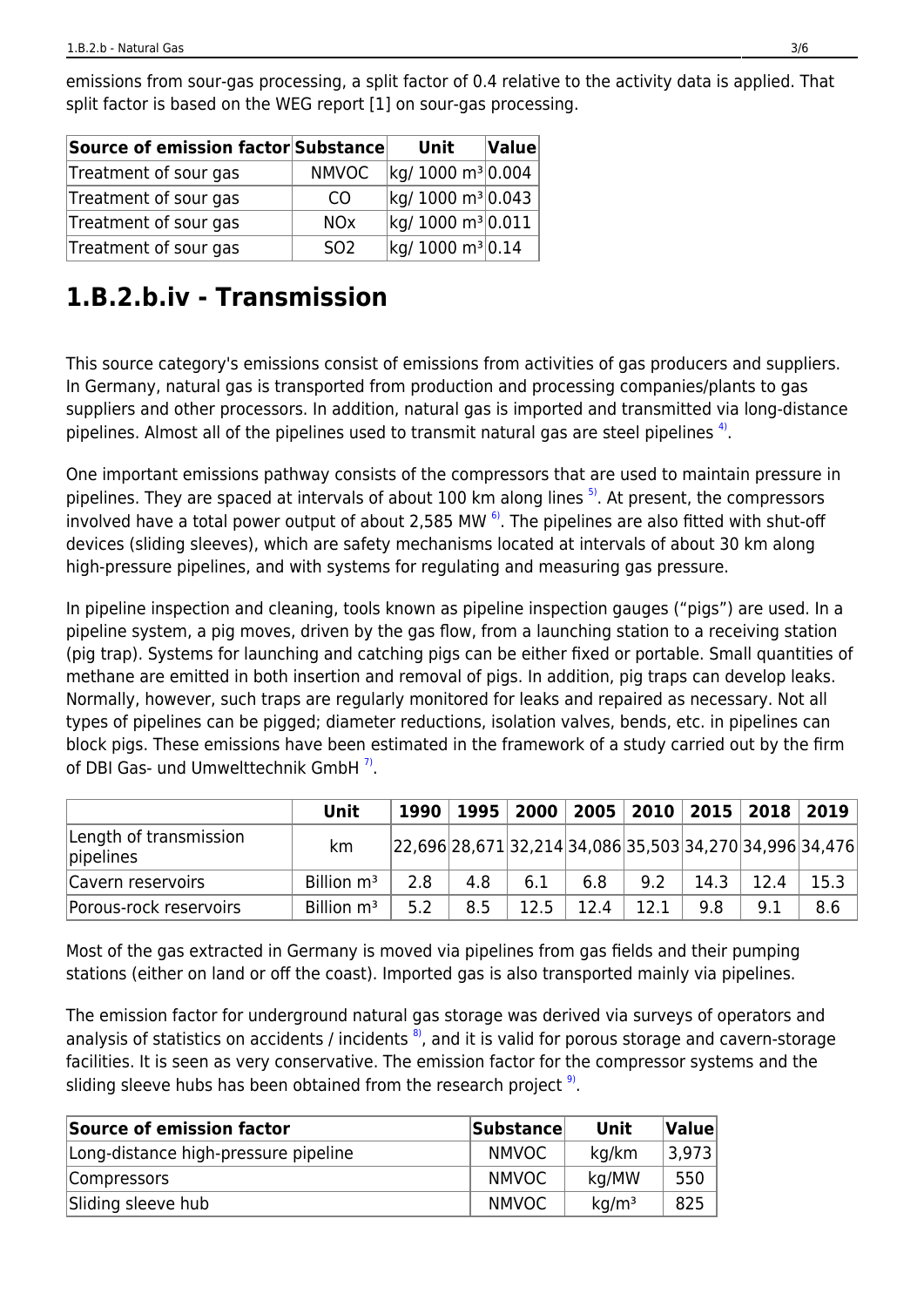emissions from sour-gas processing, a split factor of 0.4 relative to the activity data is applied. That split factor is based on the WEG report [1] on sour-gas processing.

| Source of emission factor | Substance | Unit | Value |
|---|---|---|---|
| Treatment of sour gas | NMVOC | kg/ 1000 m³ | 0.004 |
| Treatment of sour gas | CO | kg/ 1000 m³ | 0.043 |
| Treatment of sour gas | NOx | kg/ 1000 m³ | 0.011 |
| Treatment of sour gas | SO2 | kg/ 1000 m³ | 0.14 |

# 1.B.2.b.iv - Transmission

This source category's emissions consist of emissions from activities of gas producers and suppliers. In Germany, natural gas is transported from production and processing companies/plants to gas suppliers and other processors. In addition, natural gas is imported and transmitted via long-distance pipelines. Almost all of the pipelines used to transmit natural gas are steel pipelines [4].

One important emissions pathway consists of the compressors that are used to maintain pressure in pipelines. They are spaced at intervals of about 100 km along lines [5]. At present, the compressors involved have a total power output of about 2,585 MW [6]. The pipelines are also fitted with shut-off devices (sliding sleeves), which are safety mechanisms located at intervals of about 30 km along high-pressure pipelines, and with systems for regulating and measuring gas pressure.

In pipeline inspection and cleaning, tools known as pipeline inspection gauges ("pigs") are used. In a pipeline system, a pig moves, driven by the gas flow, from a launching station to a receiving station (pig trap). Systems for launching and catching pigs can be either fixed or portable. Small quantities of methane are emitted in both insertion and removal of pigs. In addition, pig traps can develop leaks. Normally, however, such traps are regularly monitored for leaks and repaired as necessary. Not all types of pipelines can be pigged; diameter reductions, isolation valves, bends, etc. in pipelines can block pigs. These emissions have been estimated in the framework of a study carried out by the firm of DBI Gas- und Umwelttechnik GmbH [7].

| | Unit | 1990 | 1995 | 2000 | 2005 | 2010 | 2015 | 2018 | 2019 |
|---|---|---|---|---|---|---|---|---|---|
| Length of transmission pipelines | km | 22,696 | 28,671 | 32,214 | 34,086 | 35,503 | 34,270 | 34,996 | 34,476 |
| Cavern reservoirs | Billion m³ | 2.8 | 4.8 | 6.1 | 6.8 | 9.2 | 14.3 | 12.4 | 15.3 |
| Porous-rock reservoirs | Billion m³ | 5.2 | 8.5 | 12.5 | 12.4 | 12.1 | 9.8 | 9.1 | 8.6 |

Most of the gas extracted in Germany is moved via pipelines from gas fields and their pumping stations (either on land or off the coast). Imported gas is also transported mainly via pipelines.

The emission factor for underground natural gas storage was derived via surveys of operators and analysis of statistics on accidents / incidents [8], and it is valid for porous storage and cavern-storage facilities. It is seen as very conservative. The emission factor for the compressor systems and the sliding sleeve hubs has been obtained from the research project [9].

| Source of emission factor | Substance | Unit | Value |
|---|---|---|---|
| Long-distance high-pressure pipeline | NMVOC | kg/km | 3,973 |
| Compressors | NMVOC | kg/MW | 550 |
| Sliding sleeve hub | NMVOC | kg/m³ | 825 |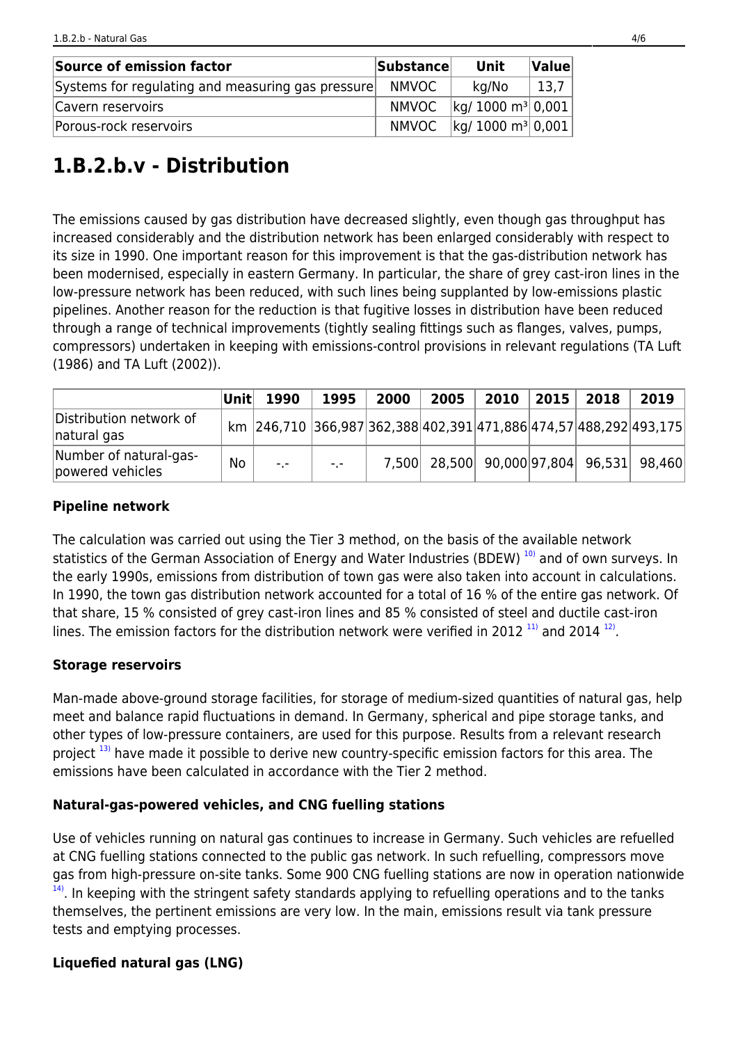| Source of emission factor | Substance | Unit | Value |
|---|---|---|---|
| Systems for regulating and measuring gas pressure | NMVOC | kg/No | 13,7 |
| Cavern reservoirs | NMVOC | kg/ 1000 m³ | 0,001 |
| Porous-rock reservoirs | NMVOC | kg/ 1000 m³ | 0,001 |

# 1.B.2.b.v - Distribution

The emissions caused by gas distribution have decreased slightly, even though gas throughput has increased considerably and the distribution network has been enlarged considerably with respect to its size in 1990. One important reason for this improvement is that the gas-distribution network has been modernised, especially in eastern Germany. In particular, the share of grey cast-iron lines in the low-pressure network has been reduced, with such lines being supplanted by low-emissions plastic pipelines. Another reason for the reduction is that fugitive losses in distribution have been reduced through a range of technical improvements (tightly sealing fittings such as flanges, valves, pumps, compressors) undertaken in keeping with emissions-control provisions in relevant regulations (TA Luft (1986) and TA Luft (2002)).

| | Unit | 1990 | 1995 | 2000 | 2005 | 2010 | 2015 | 2018 | 2019 |
|---|---|---|---|---|---|---|---|---|---|
| Distribution network of natural gas | km | 246,710 | 366,987 | 362,388 | 402,391 | 471,886 | 474,57 | 488,292 | 493,175 |
| Number of natural-gas-powered vehicles | No | -.- | -.- | 7,500 | 28,500 | 90,000 | 97,804 | 96,531 | 98,460 |

**Pipeline network**

The calculation was carried out using the Tier 3 method, on the basis of the available network statistics of the German Association of Energy and Water Industries (BDEW) [10] and of own surveys. In the early 1990s, emissions from distribution of town gas were also taken into account in calculations. In 1990, the town gas distribution network accounted for a total of 16 % of the entire gas network. Of that share, 15 % consisted of grey cast-iron lines and 85 % consisted of steel and ductile cast-iron lines. The emission factors for the distribution network were verified in 2012 [11] and 2014 [12].

**Storage reservoirs**

Man-made above-ground storage facilities, for storage of medium-sized quantities of natural gas, help meet and balance rapid fluctuations in demand. In Germany, spherical and pipe storage tanks, and other types of low-pressure containers, are used for this purpose. Results from a relevant research project [13] have made it possible to derive new country-specific emission factors for this area. The emissions have been calculated in accordance with the Tier 2 method.

**Natural-gas-powered vehicles, and CNG fuelling stations**

Use of vehicles running on natural gas continues to increase in Germany. Such vehicles are refuelled at CNG fuelling stations connected to the public gas network. In such refuelling, compressors move gas from high-pressure on-site tanks. Some 900 CNG fuelling stations are now in operation nationwide [14]. In keeping with the stringent safety standards applying to refuelling operations and to the tanks themselves, the pertinent emissions are very low. In the main, emissions result via tank pressure tests and emptying processes.

**Liquefied natural gas (LNG)**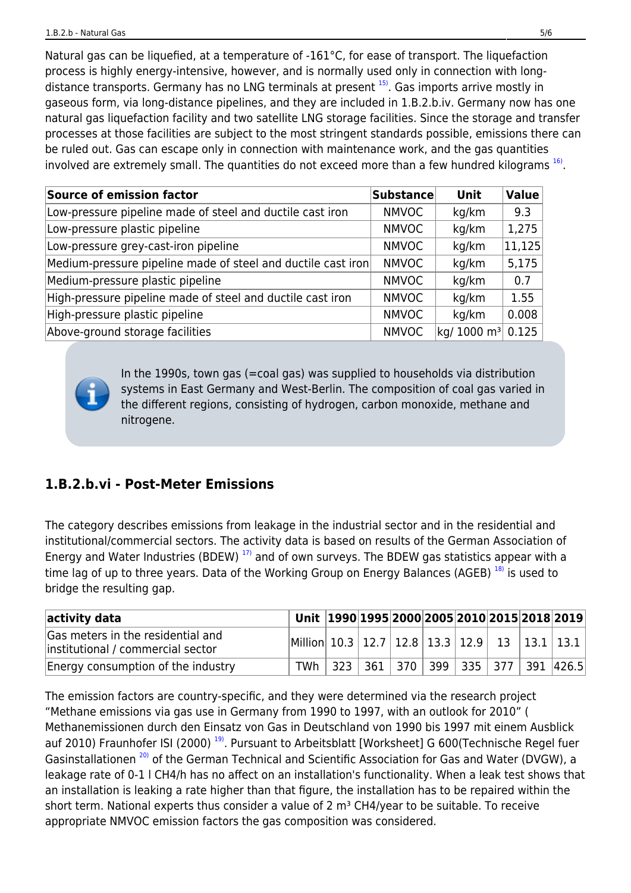Natural gas can be liquefied, at a temperature of -161°C, for ease of transport. The liquefaction process is highly energy-intensive, however, and is normally used only in connection with long-distance transports. Germany has no LNG terminals at present [15]. Gas imports arrive mostly in gaseous form, via long-distance pipelines, and they are included in 1.B.2.b.iv. Germany now has one natural gas liquefaction facility and two satellite LNG storage facilities. Since the storage and transfer processes at those facilities are subject to the most stringent standards possible, emissions there can be ruled out. Gas can escape only in connection with maintenance work, and the gas quantities involved are extremely small. The quantities do not exceed more than a few hundred kilograms [16].

| Source of emission factor | Substance | Unit | Value |
|---|---|---|---|
| Low-pressure pipeline made of steel and ductile cast iron | NMVOC | kg/km | 9.3 |
| Low-pressure plastic pipeline | NMVOC | kg/km | 1,275 |
| Low-pressure grey-cast-iron pipeline | NMVOC | kg/km | 11,125 |
| Medium-pressure pipeline made of steel and ductile cast iron | NMVOC | kg/km | 5,175 |
| Medium-pressure plastic pipeline | NMVOC | kg/km | 0.7 |
| High-pressure pipeline made of steel and ductile cast iron | NMVOC | kg/km | 1.55 |
| High-pressure plastic pipeline | NMVOC | kg/km | 0.008 |
| Above-ground storage facilities | NMVOC | kg/ 1000 m³ | 0.125 |

In the 1990s, town gas (=coal gas) was supplied to households via distribution systems in East Germany and West-Berlin. The composition of coal gas varied in the different regions, consisting of hydrogen, carbon monoxide, methane and nitrogene.

## 1.B.2.b.vi - Post-Meter Emissions

The category describes emissions from leakage in the industrial sector and in the residential and institutional/commercial sectors. The activity data is based on results of the German Association of Energy and Water Industries (BDEW) [17] and of own surveys. The BDEW gas statistics appear with a time lag of up to three years. Data of the Working Group on Energy Balances (AGEB) [18] is used to bridge the resulting gap.

| activity data | Unit | 1990 | 1995 | 2000 | 2005 | 2010 | 2015 | 2018 | 2019 |
|---|---|---|---|---|---|---|---|---|---|
| Gas meters in the residential and institutional / commercial sector | Million | 10.3 | 12.7 | 12.8 | 13.3 | 12.9 | 13 | 13.1 | 13.1 |
| Energy consumption of the industry | TWh | 323 | 361 | 370 | 399 | 335 | 377 | 391 | 426.5 |

The emission factors are country-specific, and they were determined via the research project "Methane emissions via gas use in Germany from 1990 to 1997, with an outlook for 2010" ( Methanemissionen durch den Einsatz von Gas in Deutschland von 1990 bis 1997 mit einem Ausblick auf 2010) Fraunhofer ISI (2000) [19]. Pursuant to Arbeitsblatt [Worksheet] G 600(Technische Regel fuer Gasinstallationen [20] of the German Technical and Scientific Association for Gas and Water (DVGW), a leakage rate of 0-1 l $CH_4$/h has no affect on an installation's functionality. When a leak test shows that an installation is leaking a rate higher than that figure, the installation has to be repaired within the short term. National experts thus consider a value of 2 m³ $CH_4$/year to be suitable. To receive appropriate NMVOC emission factors the gas composition was considered.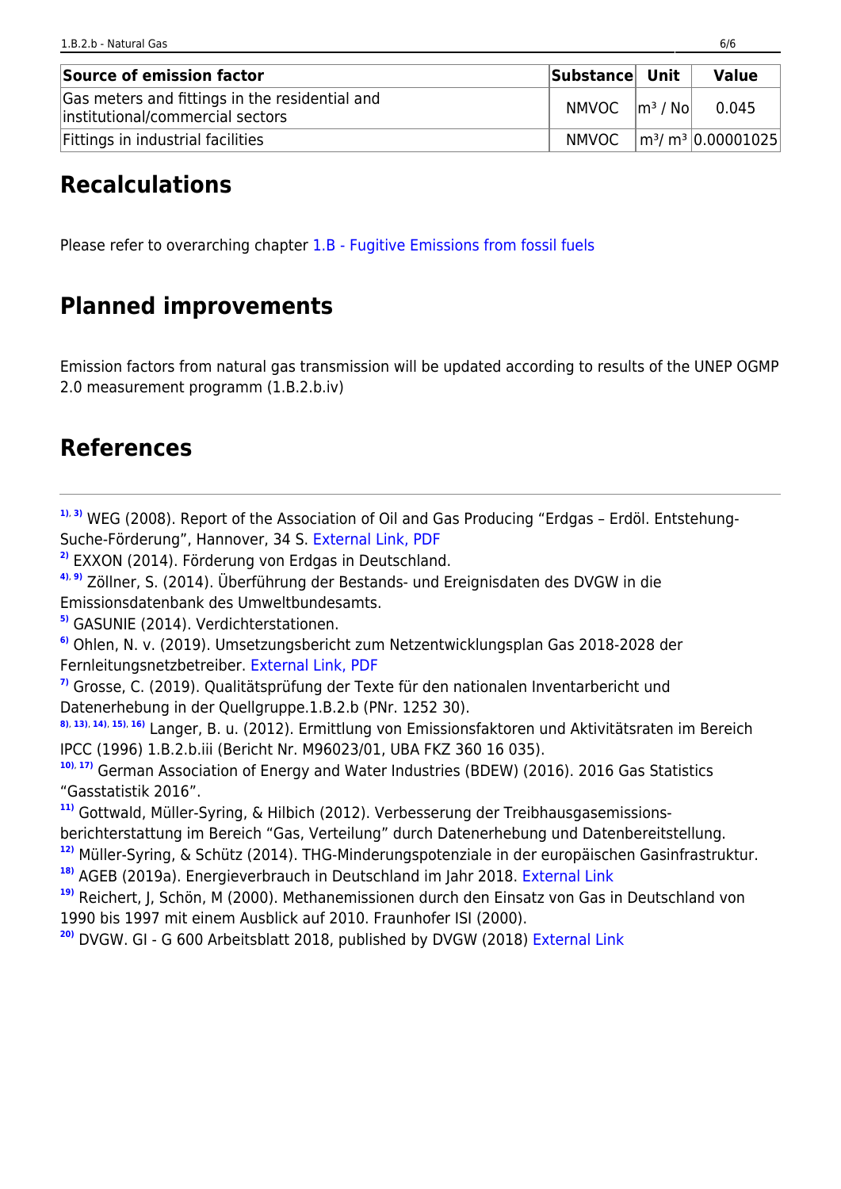| Source of emission factor | Substance | Unit | Value |
|---|---|---|---|
| Gas meters and fittings in the residential and institutional/commercial sectors | NMVOC | $m^3$ / No | 0.045 |
| Fittings in industrial facilities | NMVOC | $m^3$/ $m^3$ | 0.00001025 |

## Recalculations

Please refer to overarching chapter 1.B - Fugitive Emissions from fossil fuels

## Planned improvements

Emission factors from natural gas transmission will be updated according to results of the UNEP OGMP 2.0 measurement programm (1.B.2.b.iv)

## References

[1), 3)] WEG (2008). Report of the Association of Oil and Gas Producing "Erdgas – Erdöl. Entstehung-Suche-Förderung", Hannover, 34 S. External Link, PDF
[2)] EXXON (2014). Förderung von Erdgas in Deutschland.
[4), 9)] Zöllner, S. (2014). Überführung der Bestands- und Ereignisdaten des DVGW in die Emissionsdatenbank des Umweltbundesamts.
[5)] GASUNIE (2014). Verdichterstationen.
[6)] Ohlen, N. v. (2019). Umsetzungsbericht zum Netzentwicklungsplan Gas 2018-2028 der Fernleitungsnetzbetreiber. External Link, PDF
[7)] Grosse, C. (2019). Qualitätsprüfung der Texte für den nationalen Inventarbericht und Datenerhebung in der Quellgruppe.1.B.2.b (PNr. 1252 30).
[8), 13), 14), 15), 16)] Langer, B. u. (2012). Ermittlung von Emissionsfaktoren und Aktivitätsraten im Bereich IPCC (1996) 1.B.2.b.iii (Bericht Nr. M96023/01, UBA FKZ 360 16 035).
[10), 17)] German Association of Energy and Water Industries (BDEW) (2016). 2016 Gas Statistics "Gasstatistik 2016".
[11)] Gottwald, Müller-Syring, & Hilbich (2012). Verbesserung der Treibhausgasemissions-berichterstattung im Bereich "Gas, Verteilung" durch Datenerhebung und Datenbereitstellung.
[12)] Müller-Syring, & Schütz (2014). THG-Minderungspotenziale in der europäischen Gasinfrastruktur.
[18)] AGEB (2019a). Energieverbrauch in Deutschland im Jahr 2018. External Link
[19)] Reichert, J, Schön, M (2000). Methanemissionen durch den Einsatz von Gas in Deutschland von 1990 bis 1997 mit einem Ausblick auf 2010. Fraunhofer ISI (2000).
[20)] DVGW. GI - G 600 Arbeitsblatt 2018, published by DVGW (2018) External Link